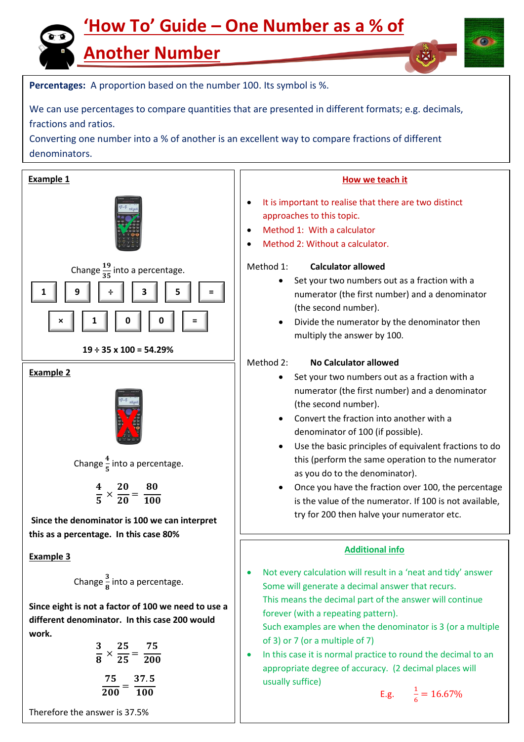# 'How To' Guide – One Number as a % of Another Number

**Percentages:** A proportion based on the number 100. Its symbol is %.

We can use percentages to compare quantities that are presented in different formats; e.g. decimals, fractions and ratios.
Converting one number into a % of another is an excellent way to compare fractions of different denominators.

## Example 1

Change $\frac{19}{35}$ into a percentage.

| 1 | 9 | ÷ | 3 | 5 | = |
|---|---|---|---|---|---|

| × | 1 | 0 | 0 | = |
|---|---|---|---|---|

**19 ÷ 35 x 100 = 54.29%**

## Example 2

Change $\frac{4}{5}$ into a percentage.

$$\frac{4}{5} \times \frac{20}{20} = \frac{80}{100}$$

**Since the denominator is 100 we can interpret this as a percentage. In this case 80%**

## Example 3

Change $\frac{3}{8}$ into a percentage.

**Since eight is not a factor of 100 we need to use a different denominator. In this case 200 would work.**

$$\frac{3}{8} \times \frac{25}{25} = \frac{75}{200}$$

$$\frac{75}{200} = \frac{37.5}{100}$$

Therefore the answer is 37.5%

## How we teach it

- It is important to realise that there are two distinct approaches to this topic.
- Method 1: With a calculator
- Method 2: Without a calculator.

Method 1: **Calculator allowed**

- Set your two numbers out as a fraction with a numerator (the first number) and a denominator (the second number).
- Divide the numerator by the denominator then multiply the answer by 100.

Method 2: **No Calculator allowed**

- Set your two numbers out as a fraction with a numerator (the first number) and a denominator (the second number).
- Convert the fraction into another with a denominator of 100 (if possible).
- Use the basic principles of equivalent fractions to do this (perform the same operation to the numerator as you do to the denominator).
- Once you have the fraction over 100, the percentage is the value of the numerator. If 100 is not available, try for 200 then halve your numerator etc.

## Additional info

- Not every calculation will result in a 'neat and tidy' answer Some will generate a decimal answer that recurs. This means the decimal part of the answer will continue forever (with a repeating pattern). Such examples are when the denominator is 3 (or a multiple of 3) or 7 (or a multiple of 7)
- In this case it is normal practice to round the decimal to an appropriate degree of accuracy. (2 decimal places will usually suffice)

E.g. $\frac{1}{6} = 16.67\%$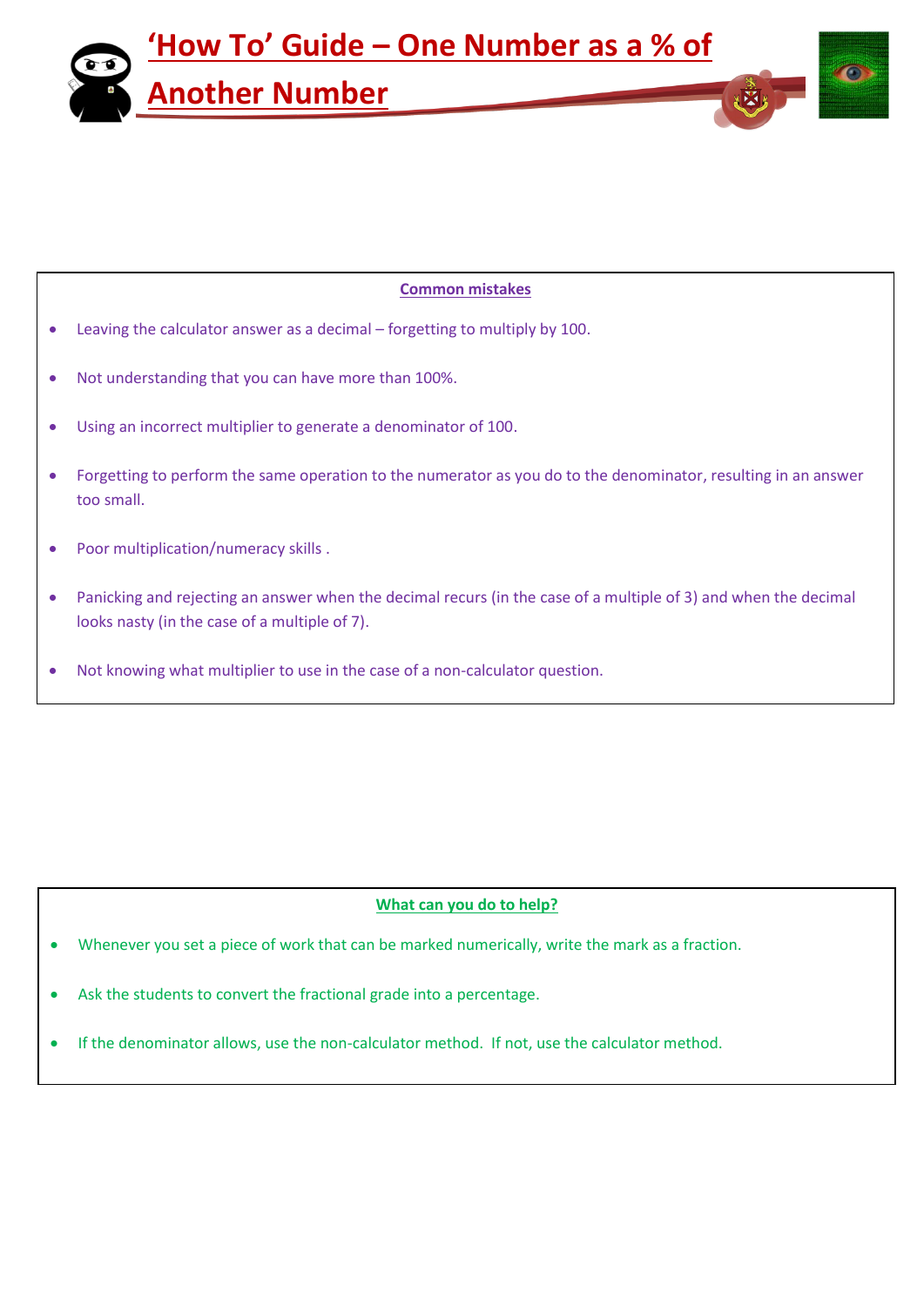# 'How To' Guide – One Number as a % of Another Number

## Common mistakes

- Leaving the calculator answer as a decimal – forgetting to multiply by 100.
- Not understanding that you can have more than 100%.
- Using an incorrect multiplier to generate a denominator of 100.
- Forgetting to perform the same operation to the numerator as you do to the denominator, resulting in an answer too small.
- Poor multiplication/numeracy skills .
- Panicking and rejecting an answer when the decimal recurs (in the case of a multiple of 3) and when the decimal looks nasty (in the case of a multiple of 7).
- Not knowing what multiplier to use in the case of a non-calculator question.

## What can you do to help?

- Whenever you set a piece of work that can be marked numerically, write the mark as a fraction.
- Ask the students to convert the fractional grade into a percentage.
- If the denominator allows, use the non-calculator method. If not, use the calculator method.